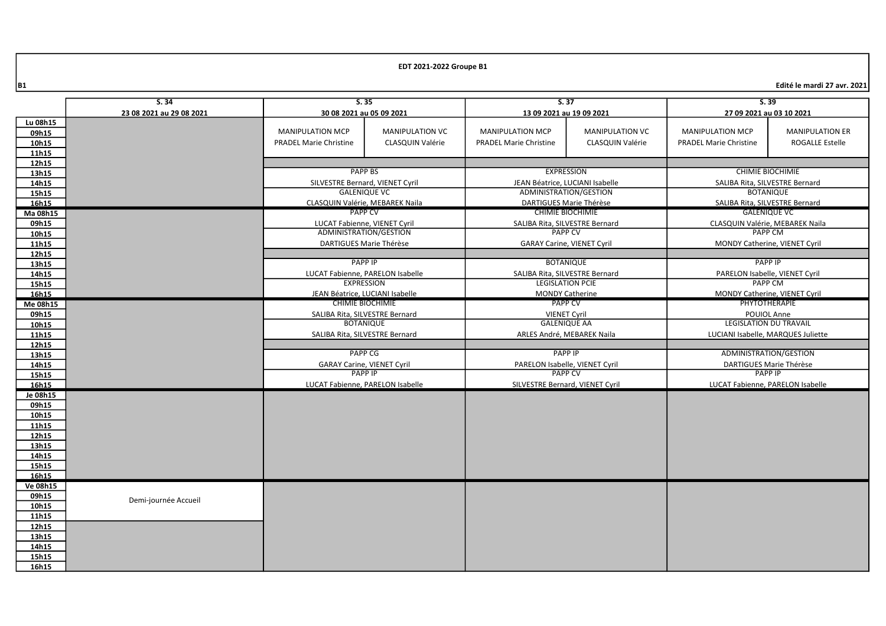# EDT 2021-2022 Groupe B1

B1

Edité le mardi 27 avr. 2021

| | S. 34 | S. 35 | | S. 37 | | S. 39 | |
|---|---|---|---|---|---|---|---|
| | 23 08 2021 au 29 08 2021 | 30 08 2021 au 05 09 2021 | | 13 09 2021 au 19 09 2021 | | 27 09 2021 au 03 10 2021 | |
| Lu 08h15–11h15 | | MANIPULATION MCP<br>PRADEL Marie Christine | MANIPULATION VC<br>CLASQUIN Valérie | MANIPULATION MCP<br>PRADEL Marie Christine | MANIPULATION VC<br>CLASQUIN Valérie | MANIPULATION MCP<br>PRADEL Marie Christine | MANIPULATION ER<br>ROGALLE Estelle |
| Lu 13h15–14h15 | | PAPP BS<br>SILVESTRE Bernard, VIENET Cyril | | EXPRESSION<br>JEAN Béatrice, LUCIANI Isabelle | | CHIMIE BIOCHIMIE<br>SALIBA Rita, SILVESTRE Bernard | |
| Lu 15h15–16h15 | | GALENIQUE VC<br>CLASQUIN Valérie, MEBAREK Naila | | ADMINISTRATION/GESTION<br>DARTIGUES Marie Thérèse | | BOTANIQUE<br>SALIBA Rita, SILVESTRE Bernard | |
| Ma 08h15–09h15 | | PAPP CV<br>LUCAT Fabienne, VIENET Cyril | | CHIMIE BIOCHIMIE<br>SALIBA Rita, SILVESTRE Bernard | | GALENIQUE VC<br>CLASQUIN Valérie, MEBAREK Naila | |
| Ma 10h15–11h15 | | ADMINISTRATION/GESTION<br>DARTIGUES Marie Thérèse | | PAPP CV<br>GARAY Carine, VIENET Cyril | | PAPP CM<br>MONDY Catherine, VIENET Cyril | |
| Ma 13h15–14h15 | | PAPP IP<br>LUCAT Fabienne, PARELON Isabelle | | BOTANIQUE<br>SALIBA Rita, SILVESTRE Bernard | | PAPP IP<br>PARELON Isabelle, VIENET Cyril | |
| Ma 15h15–16h15 | | EXPRESSION<br>JEAN Béatrice, LUCIANI Isabelle | | LEGISLATION PCIE<br>MONDY Catherine | | PAPP CM<br>MONDY Catherine, VIENET Cyril | |
| Me 08h15–09h15 | | CHIMIE BIOCHIMIE<br>SALIBA Rita, SILVESTRE Bernard | | PAPP CV<br>VIENET Cyril | | PHYTOTHERAPIE<br>POUIOL Anne | |
| Me 10h15–11h15 | | BOTANIQUE<br>SALIBA Rita, SILVESTRE Bernard | | GALENIQUE AA<br>ARLES André, MEBAREK Naila | | LEGISLATION DU TRAVAIL<br>LUCIANI Isabelle, MARQUES Juliette | |
| Me 13h15–14h15 | | PAPP CG<br>GARAY Carine, VIENET Cyril | | PAPP IP<br>PARELON Isabelle, VIENET Cyril | | ADMINISTRATION/GESTION<br>DARTIGUES Marie Thérèse | |
| Me 15h15–16h15 | | PAPP IP<br>LUCAT Fabienne, PARELON Isabelle | | PAPP CV<br>SILVESTRE Bernard, VIENET Cyril | | PAPP IP<br>LUCAT Fabienne, PARELON Isabelle | |
| Je 08h15–16h15 | | | | | | | |
| Ve 08h15–11h15 | Demi-journée Accueil | | | | | | |
| Ve 12h15–16h15 | | | | | | | |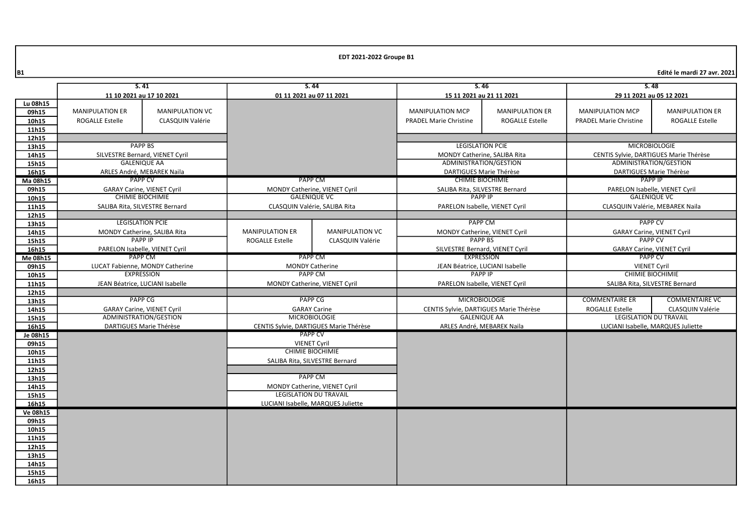**EDT 2021-2022 Groupe B1**

B1

**Edité le mardi 27 avr. 2021**

| | S. 41 | | S. 44 | | S. 46 | | S. 48 | |
|---|---|---|---|---|---|---|---|---|
| | 11 10 2021 au 17 10 2021 | | 01 11 2021 au 07 11 2021 | | 15 11 2021 au 21 11 2021 | | 29 11 2021 au 05 12 2021 | |
| Lu 08h15 | | | | | | | | |
| 09h15 | MANIPULATION ER | MANIPULATION VC | | | MANIPULATION MCP | MANIPULATION ER | MANIPULATION MCP | MANIPULATION ER |
| 10h15 | ROGALLE Estelle | CLASQUIN Valérie | | | PRADEL Marie Christine | ROGALLE Estelle | PRADEL Marie Christine | ROGALLE Estelle |
| 11h15 | | | | | | | | |
| 12h15 | | | | | | | | |
| 13h15 | PAPP BS | | | | LEGISLATION PCIE | | MICROBIOLOGIE | |
| 14h15 | SILVESTRE Bernard, VIENET Cyril | | | | MONDY Catherine, SALIBA Rita | | CENTIS Sylvie, DARTIGUES Marie Thérèse | |
| 15h15 | GALENIQUE AA | | | | ADMINISTRATION/GESTION | | ADMINISTRATION/GESTION | |
| 16h15 | ARLES André, MEBAREK Naila | | | | DARTIGUES Marie Thérèse | | DARTIGUES Marie Thérèse | |
| Ma 08h15 | PAPP CV | | PAPP CM | | CHIMIE BIOCHIMIE | | PAPP IP | |
| 09h15 | GARAY Carine, VIENET Cyril | | MONDY Catherine, VIENET Cyril | | SALIBA Rita, SILVESTRE Bernard | | PARELON Isabelle, VIENET Cyril | |
| 10h15 | CHIMIE BIOCHIMIE | | GALENIQUE VC | | PAPP IP | | GALENIQUE VC | |
| 11h15 | SALIBA Rita, SILVESTRE Bernard | | CLASQUIN Valérie, SALIBA Rita | | PARELON Isabelle, VIENET Cyril | | CLASQUIN Valérie, MEBAREK Naila | |
| 12h15 | | | | | | | | |
| 13h15 | LEGISLATION PCIE | | | | PAPP CM | | PAPP CV | |
| 14h15 | MONDY Catherine, SALIBA Rita | | MANIPULATION ER | MANIPULATION VC | MONDY Catherine, VIENET Cyril | | GARAY Carine, VIENET Cyril | |
| 15h15 | PAPP IP | | ROGALLE Estelle | CLASQUIN Valérie | PAPP BS | | PAPP CV | |
| 16h15 | PARELON Isabelle, VIENET Cyril | | | | SILVESTRE Bernard, VIENET Cyril | | GARAY Carine, VIENET Cyril | |
| Me 08h15 | PAPP CM | | PAPP CM | | EXPRESSION | | PAPP CV | |
| 09h15 | LUCAT Fabienne, MONDY Catherine | | MONDY Catherine | | JEAN Béatrice, LUCIANI Isabelle | | VIENET Cyril | |
| 10h15 | EXPRESSION | | PAPP CM | | PAPP IP | | CHIMIE BIOCHIMIE | |
| 11h15 | JEAN Béatrice, LUCIANI Isabelle | | MONDY Catherine, VIENET Cyril | | PARELON Isabelle, VIENET Cyril | | SALIBA Rita, SILVESTRE Bernard | |
| 12h15 | | | | | | | | |
| 13h15 | PAPP CG | | PAPP CG | | MICROBIOLOGIE | | COMMENTAIRE ER | COMMENTAIRE VC |
| 14h15 | GARAY Carine, VIENET Cyril | | GARAY Carine | | CENTIS Sylvie, DARTIGUES Marie Thérèse | | ROGALLE Estelle | CLASQUIN Valérie |
| 15h15 | ADMINISTRATION/GESTION | | MICROBIOLOGIE | | GALENIQUE AA | | LEGISLATION DU TRAVAIL | |
| 16h15 | DARTIGUES Marie Thérèse | | CENTIS Sylvie, DARTIGUES Marie Thérèse | | ARLES André, MEBAREK Naila | | LUCIANI Isabelle, MARQUES Juliette | |
| Je 08h15 | | | PAPP CV | | | | | |
| 09h15 | | | VIENET Cyril | | | | | |
| 10h15 | | | CHIMIE BIOCHIMIE | | | | | |
| 11h15 | | | SALIBA Rita, SILVESTRE Bernard | | | | | |
| 12h15 | | | | | | | | |
| 13h15 | | | PAPP CM | | | | | |
| 14h15 | | | MONDY Catherine, VIENET Cyril | | | | | |
| 15h15 | | | LEGISLATION DU TRAVAIL | | | | | |
| 16h15 | | | LUCIANI Isabelle, MARQUES Juliette | | | | | |
| Ve 08h15 | | | | | | | | |
| 09h15 | | | | | | | | |
| 10h15 | | | | | | | | |
| 11h15 | | | | | | | | |
| 12h15 | | | | | | | | |
| 13h15 | | | | | | | | |
| 14h15 | | | | | | | | |
| 15h15 | | | | | | | | |
| 16h15 | | | | | | | | |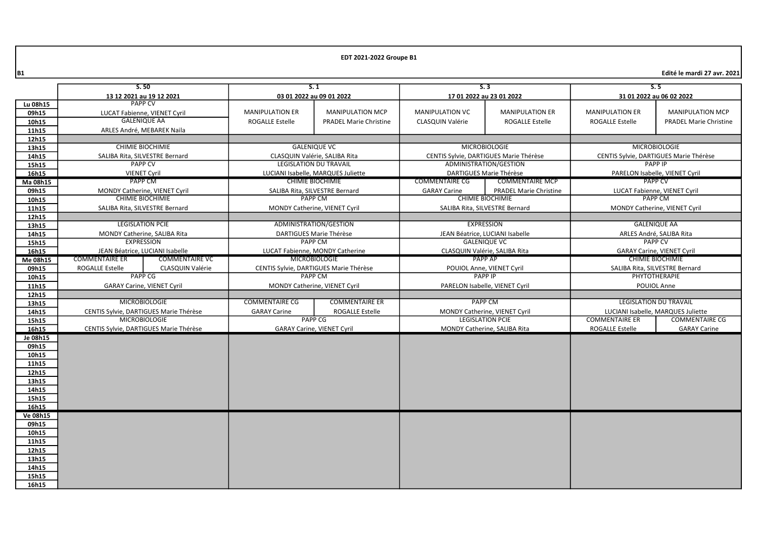**EDT 2021-2022 Groupe B1**

B1

**Edité le mardi 27 avr. 2021**

| | S. 50 | | S. 1 | | S. 3 | | S. 5 | |
|---|---|---|---|---|---|---|---|---|
| | 13 12 2021 au 19 12 2021 | | 03 01 2022 au 09 01 2022 | | 17 01 2022 au 23 01 2022 | | 31 01 2022 au 06 02 2022 | |
| Lu 08h15 | PAPP CV | | | | | | | |
| 09h15 | LUCAT Fabienne, VIENET Cyril | | MANIPULATION ER | MANIPULATION MCP | MANIPULATION VC | MANIPULATION ER | MANIPULATION ER | MANIPULATION MCP |
| 10h15 | GALENIQUE AA | | ROGALLE Estelle | PRADEL Marie Christine | CLASQUIN Valérie | ROGALLE Estelle | ROGALLE Estelle | PRADEL Marie Christine |
| 11h15 | ARLES André, MEBAREK Naila | | | | | | | |
| 12h15 | | | | | | | | |
| 13h15 | CHIMIE BIOCHIMIE | | GALENIQUE VC | | MICROBIOLOGIE | | MICROBIOLOGIE | |
| 14h15 | SALIBA Rita, SILVESTRE Bernard | | CLASQUIN Valérie, SALIBA Rita | | CENTIS Sylvie, DARTIGUES Marie Thérèse | | CENTIS Sylvie, DARTIGUES Marie Thérèse | |
| 15h15 | PAPP CV | | LEGISLATION DU TRAVAIL | | ADMINISTRATION/GESTION | | PAPP IP | |
| 16h15 | VIENET Cyril | | LUCIANI Isabelle, MARQUES Juliette | | DARTIGUES Marie Thérèse | | PARELON Isabelle, VIENET Cyril | |
| Ma 08h15 | PAPP CM | | CHIMIE BIOCHIMIE | | COMMENTAIRE CG | COMMENTAIRE MCP | PAPP CV | |
| 09h15 | MONDY Catherine, VIENET Cyril | | SALIBA Rita, SILVESTRE Bernard | | GARAY Carine | PRADEL Marie Christine | LUCAT Fabienne, VIENET Cyril | |
| 10h15 | CHIMIE BIOCHIMIE | | PAPP CM | | CHIMIE BIOCHIMIE | | PAPP CM | |
| 11h15 | SALIBA Rita, SILVESTRE Bernard | | MONDY Catherine, VIENET Cyril | | SALIBA Rita, SILVESTRE Bernard | | MONDY Catherine, VIENET Cyril | |
| 12h15 | | | | | | | | |
| 13h15 | LEGISLATION PCIE | | ADMINISTRATION/GESTION | | EXPRESSION | | GALENIQUE AA | |
| 14h15 | MONDY Catherine, SALIBA Rita | | DARTIGUES Marie Thérèse | | JEAN Béatrice, LUCIANI Isabelle | | ARLES André, SALIBA Rita | |
| 15h15 | EXPRESSION | | PAPP CM | | GALENIQUE VC | | PAPP CV | |
| 16h15 | JEAN Béatrice, LUCIANI Isabelle | | LUCAT Fabienne, MONDY Catherine | | CLASQUIN Valérie, SALIBA Rita | | GARAY Carine, VIENET Cyril | |
| Me 08h15 | COMMENTAIRE ER | COMMENTAIRE VC | MICROBIOLOGIE | | PAPP AP | | CHIMIE BIOCHIMIE | |
| 09h15 | ROGALLE Estelle | CLASQUIN Valérie | CENTIS Sylvie, DARTIGUES Marie Thérèse | | POUIOL Anne, VIENET Cyril | | SALIBA Rita, SILVESTRE Bernard | |
| 10h15 | PAPP CG | | PAPP CM | | PAPP IP | | PHYTOTHERAPIE | |
| 11h15 | GARAY Carine, VIENET Cyril | | MONDY Catherine, VIENET Cyril | | PARELON Isabelle, VIENET Cyril | | POUIOL Anne | |
| 12h15 | | | | | | | | |
| 13h15 | MICROBIOLOGIE | | COMMENTAIRE CG | COMMENTAIRE ER | PAPP CM | | LEGISLATION DU TRAVAIL | |
| 14h15 | CENTIS Sylvie, DARTIGUES Marie Thérèse | | GARAY Carine | ROGALLE Estelle | MONDY Catherine, VIENET Cyril | | LUCIANI Isabelle, MARQUES Juliette | |
| 15h15 | MICROBIOLOGIE | | PAPP CG | | LEGISLATION PCIE | | COMMENTAIRE ER | COMMENTAIRE CG |
| 16h15 | CENTIS Sylvie, DARTIGUES Marie Thérèse | | GARAY Carine, VIENET Cyril | | MONDY Catherine, SALIBA Rita | | ROGALLE Estelle | GARAY Carine |
| Je 08h15 | | | | | | | | |
| 09h15 | | | | | | | | |
| 10h15 | | | | | | | | |
| 11h15 | | | | | | | | |
| 12h15 | | | | | | | | |
| 13h15 | | | | | | | | |
| 14h15 | | | | | | | | |
| 15h15 | | | | | | | | |
| 16h15 | | | | | | | | |
| Ve 08h15 | | | | | | | | |
| 09h15 | | | | | | | | |
| 10h15 | | | | | | | | |
| 11h15 | | | | | | | | |
| 12h15 | | | | | | | | |
| 13h15 | | | | | | | | |
| 14h15 | | | | | | | | |
| 15h15 | | | | | | | | |
| 16h15 | | | | | | | | |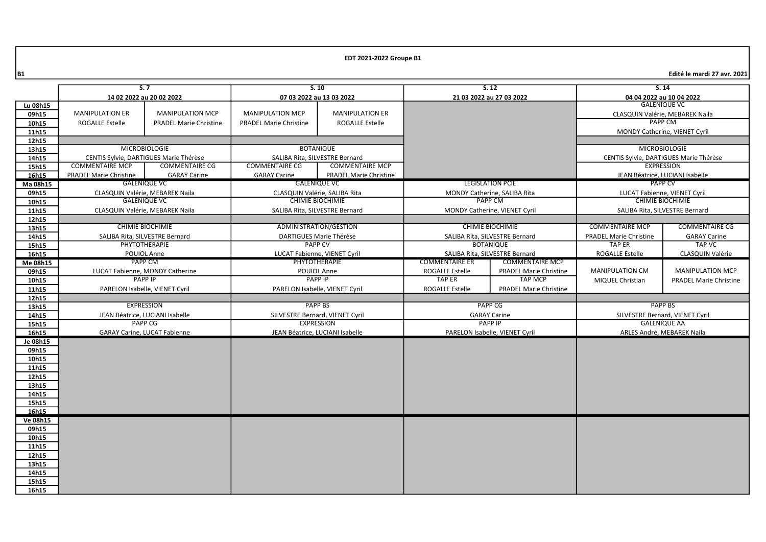**EDT 2021-2022 Groupe B1**

B1 — Edité le mardi 27 avr. 2021

| | S. 7 | | S. 10 | | S. 12 | | S. 14 | |
|---|---|---|---|---|---|---|---|---|
| | 14 02 2022 au 20 02 2022 | | 07 03 2022 au 13 03 2022 | | 21 03 2022 au 27 03 2022 | | 04 04 2022 au 10 04 2022 | |
| Lu 08h15 – 11h15 | MANIPULATION ER ROGALLE Estelle | MANIPULATION MCP PRADEL Marie Christine | MANIPULATION MCP PRADEL Marie Christine | MANIPULATION ER ROGALLE Estelle | | | GALENIQUE VC CLASQUIN Valérie, MEBAREK Naila / PAPP CM MONDY Catherine, VIENET Cyril | |
| 12h15 | | | | | | | | |
| 13h15 – 14h15 | MICROBIOLOGIE CENTIS Sylvie, DARTIGUES Marie Thérèse | | BOTANIQUE SALIBA Rita, SILVESTRE Bernard | | | | MICROBIOLOGIE CENTIS Sylvie, DARTIGUES Marie Thérèse | |
| 15h15 – 16h15 | COMMENTAIRE MCP PRADEL Marie Christine | COMMENTAIRE CG GARAY Carine | COMMENTAIRE CG GARAY Carine | COMMENTAIRE MCP PRADEL Marie Christine | | | EXPRESSION JEAN Béatrice, LUCIANI Isabelle | |
| Ma 08h15 – 09h15 | GALENIQUE VC CLASQUIN Valérie, MEBAREK Naila | | GALENIQUE VC CLASQUIN Valérie, SALIBA Rita | | LEGISLATION PCIE MONDY Catherine, SALIBA Rita | | PAPP CV LUCAT Fabienne, VIENET Cyril | |
| 10h15 – 11h15 | GALENIQUE VC CLASQUIN Valérie, MEBAREK Naila | | CHIMIE BIOCHIMIE SALIBA Rita, SILVESTRE Bernard | | PAPP CM MONDY Catherine, VIENET Cyril | | CHIMIE BIOCHIMIE SALIBA Rita, SILVESTRE Bernard | |
| 12h15 | | | | | | | | |
| 13h15 – 14h15 | CHIMIE BIOCHIMIE SALIBA Rita, SILVESTRE Bernard | | ADMINISTRATION/GESTION DARTIGUES Marie Thérèse | | CHIMIE BIOCHIMIE SALIBA Rita, SILVESTRE Bernard | | COMMENTAIRE MCP PRADEL Marie Christine | COMMENTAIRE CG GARAY Carine |
| 15h15 – 16h15 | PHYTOTHERAPIE POUIOL Anne | | PAPP CV LUCAT Fabienne, VIENET Cyril | | BOTANIQUE SALIBA Rita, SILVESTRE Bernard | | TAP ER ROGALLE Estelle | TAP VC CLASQUIN Valérie |
| Me 08h15 – 09h15 | PAPP CM LUCAT Fabienne, MONDY Catherine | | PHYTOTHERAPIE POUIOL Anne | | COMMENTAIRE ER ROGALLE Estelle | COMMENTAIRE MCP PRADEL Marie Christine | MANIPULATION CM MIQUEL Christian | MANIPULATION MCP PRADEL Marie Christine |
| 10h15 – 11h15 | PAPP IP PARELON Isabelle, VIENET Cyril | | PAPP IP PARELON Isabelle, VIENET Cyril | | TAP ER ROGALLE Estelle | TAP MCP PRADEL Marie Christine | | |
| 12h15 | | | | | | | | |
| 13h15 – 14h15 | EXPRESSION JEAN Béatrice, LUCIANI Isabelle | | PAPP BS SILVESTRE Bernard, VIENET Cyril | | PAPP CG GARAY Carine | | PAPP BS SILVESTRE Bernard, VIENET Cyril | |
| 15h15 – 16h15 | PAPP CG GARAY Carine, LUCAT Fabienne | | EXPRESSION JEAN Béatrice, LUCIANI Isabelle | | PAPP IP PARELON Isabelle, VIENET Cyril | | GALENIQUE AA ARLES André, MEBAREK Naila | |
| Je 08h15 – 16h15 | | | | | | | | |
| Ve 08h15 – 16h15 | | | | | | | | |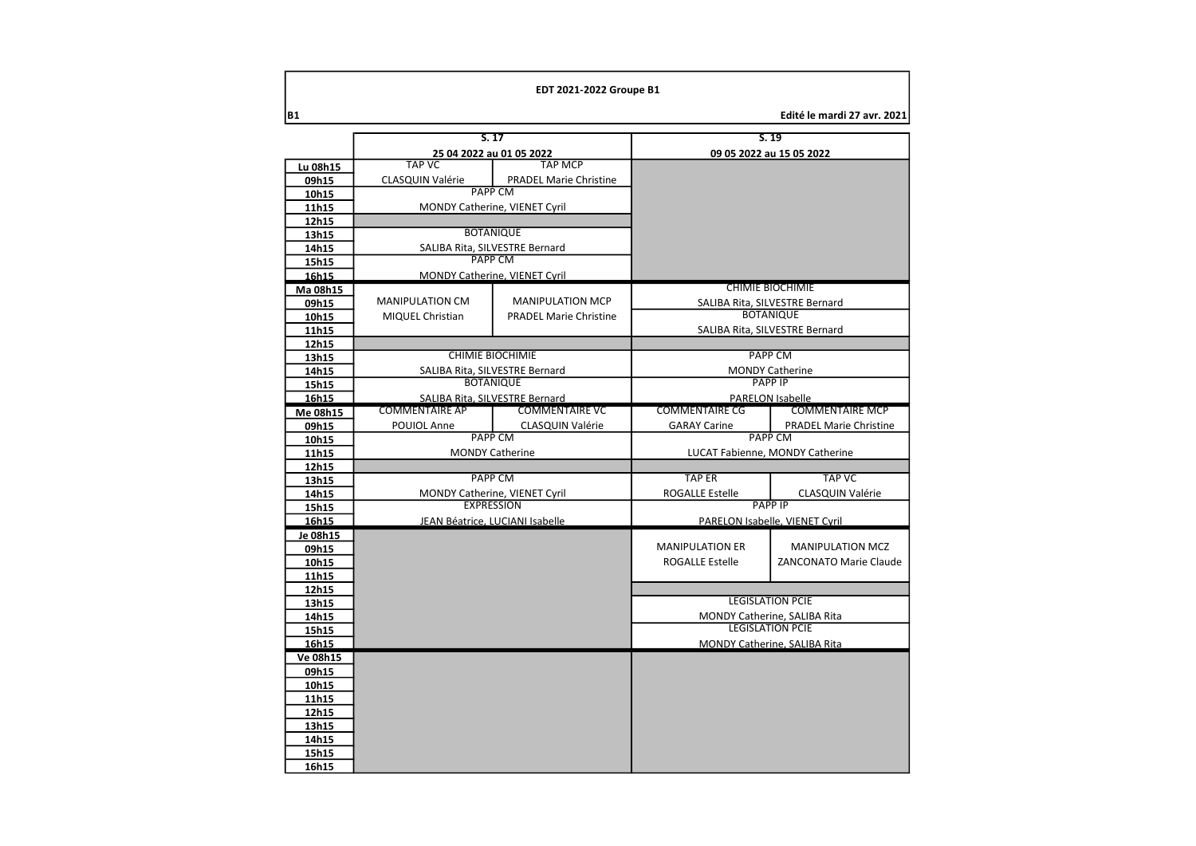**EDT 2021-2022 Groupe B1**

B1

Edité le mardi 27 avr. 2021

| | S. 17 | | S. 19 | |
|---|---|---|---|---|
| | 25 04 2022 au 01 05 2022 | | 09 05 2022 au 15 05 2022 | |
| Lu 08h15 | TAP VC | TAP MCP | | |
| 09h15 | CLASQUIN Valérie | PRADEL Marie Christine | | |
| 10h15 | PAPP CM | | | |
| 11h15 | MONDY Catherine, VIENET Cyril | | | |
| 12h15 | | | | |
| 13h15 | BOTANIQUE | | | |
| 14h15 | SALIBA Rita, SILVESTRE Bernard | | | |
| 15h15 | PAPP CM | | | |
| 16h15 | MONDY Catherine, VIENET Cyril | | | |
| Ma 08h15 | | | CHIMIE BIOCHIMIE | |
| 09h15 | MANIPULATION CM | MANIPULATION MCP | SALIBA Rita, SILVESTRE Bernard | |
| 10h15 | MIQUEL Christian | PRADEL Marie Christine | BOTANIQUE | |
| 11h15 | | | SALIBA Rita, SILVESTRE Bernard | |
| 12h15 | | | | |
| 13h15 | CHIMIE BIOCHIMIE | | PAPP CM | |
| 14h15 | SALIBA Rita, SILVESTRE Bernard | | MONDY Catherine | |
| 15h15 | BOTANIQUE | | PAPP IP | |
| 16h15 | SALIBA Rita, SILVESTRE Bernard | | PARELON Isabelle | |
| Me 08h15 | COMMENTAIRE AP | COMMENTAIRE VC | COMMENTAIRE CG | COMMENTAIRE MCP |
| 09h15 | POUIOL Anne | CLASQUIN Valérie | GARAY Carine | PRADEL Marie Christine |
| 10h15 | PAPP CM | | PAPP CM | |
| 11h15 | MONDY Catherine | | LUCAT Fabienne, MONDY Catherine | |
| 12h15 | | | | |
| 13h15 | PAPP CM | | TAP ER | TAP VC |
| 14h15 | MONDY Catherine, VIENET Cyril | | ROGALLE Estelle | CLASQUIN Valérie |
| 15h15 | EXPRESSION | | PAPP IP | |
| 16h15 | JEAN Béatrice, LUCIANI Isabelle | | PARELON Isabelle, VIENET Cyril | |
| Je 08h15 | | | | |
| 09h15 | | | MANIPULATION ER | MANIPULATION MCZ |
| 10h15 | | | ROGALLE Estelle | ZANCONATO Marie Claude |
| 11h15 | | | | |
| 12h15 | | | | |
| 13h15 | | | LEGISLATION PCIE | |
| 14h15 | | | MONDY Catherine, SALIBA Rita | |
| 15h15 | | | LEGISLATION PCIE | |
| 16h15 | | | MONDY Catherine, SALIBA Rita | |
| Ve 08h15 | | | | |
| 09h15 | | | | |
| 10h15 | | | | |
| 11h15 | | | | |
| 12h15 | | | | |
| 13h15 | | | | |
| 14h15 | | | | |
| 15h15 | | | | |
| 16h15 | | | | |